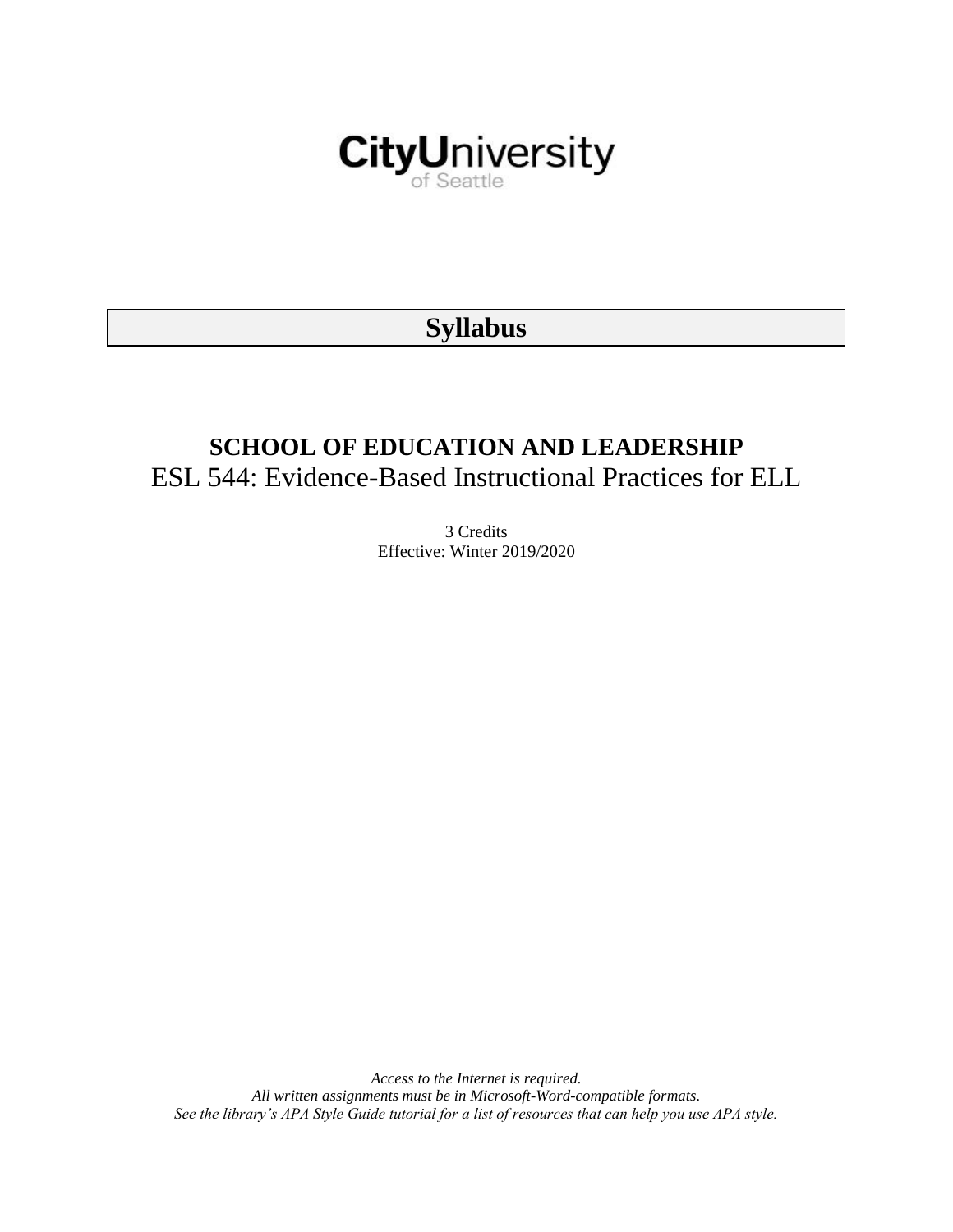CityUniversity of Seattle

# Syllabus

## SCHOOL OF EDUCATION AND LEADERSHIP

## ESL 544: Evidence-Based Instructional Practices for ELL

3 Credits
Effective: Winter 2019/2020

*Access to the Internet is required.*
*All written assignments must be in Microsoft-Word-compatible formats.*
*See the library's APA Style Guide tutorial for a list of resources that can help you use APA style.*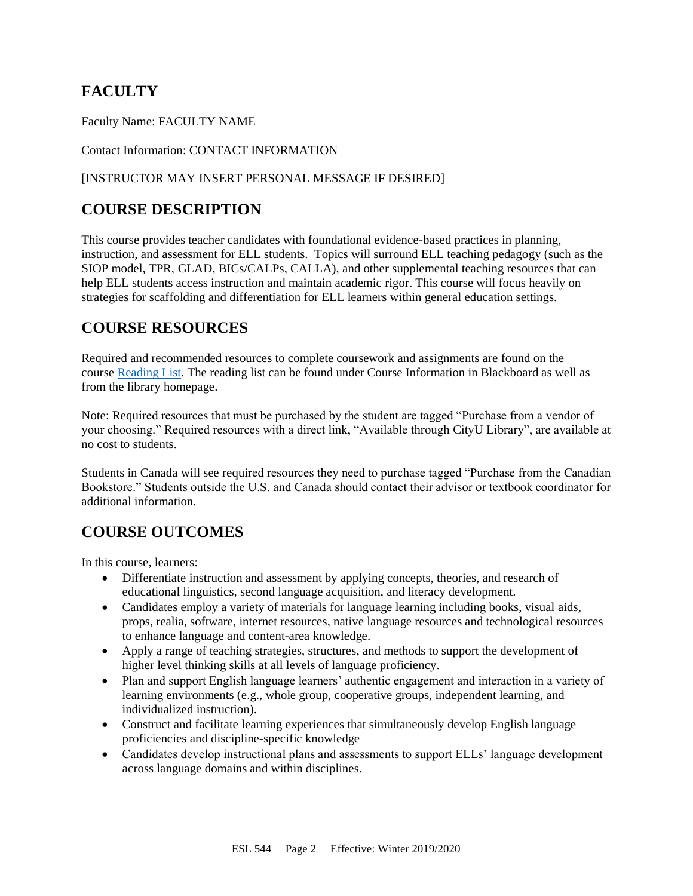## FACULTY

Faculty Name: FACULTY NAME

Contact Information: CONTACT INFORMATION

[INSTRUCTOR MAY INSERT PERSONAL MESSAGE IF DESIRED]

## COURSE DESCRIPTION

This course provides teacher candidates with foundational evidence-based practices in planning, instruction, and assessment for ELL students. Topics will surround ELL teaching pedagogy (such as the SIOP model, TPR, GLAD, BICs/CALPs, CALLA), and other supplemental teaching resources that can help ELL students access instruction and maintain academic rigor. This course will focus heavily on strategies for scaffolding and differentiation for ELL learners within general education settings.

## COURSE RESOURCES

Required and recommended resources to complete coursework and assignments are found on the course Reading List. The reading list can be found under Course Information in Blackboard as well as from the library homepage.

Note: Required resources that must be purchased by the student are tagged "Purchase from a vendor of your choosing." Required resources with a direct link, "Available through CityU Library", are available at no cost to students.

Students in Canada will see required resources they need to purchase tagged "Purchase from the Canadian Bookstore." Students outside the U.S. and Canada should contact their advisor or textbook coordinator for additional information.

## COURSE OUTCOMES

In this course, learners:

- Differentiate instruction and assessment by applying concepts, theories, and research of educational linguistics, second language acquisition, and literacy development.
- Candidates employ a variety of materials for language learning including books, visual aids, props, realia, software, internet resources, native language resources and technological resources to enhance language and content-area knowledge.
- Apply a range of teaching strategies, structures, and methods to support the development of higher level thinking skills at all levels of language proficiency.
- Plan and support English language learners' authentic engagement and interaction in a variety of learning environments (e.g., whole group, cooperative groups, independent learning, and individualized instruction).
- Construct and facilitate learning experiences that simultaneously develop English language proficiencies and discipline-specific knowledge
- Candidates develop instructional plans and assessments to support ELLs' language development across language domains and within disciplines.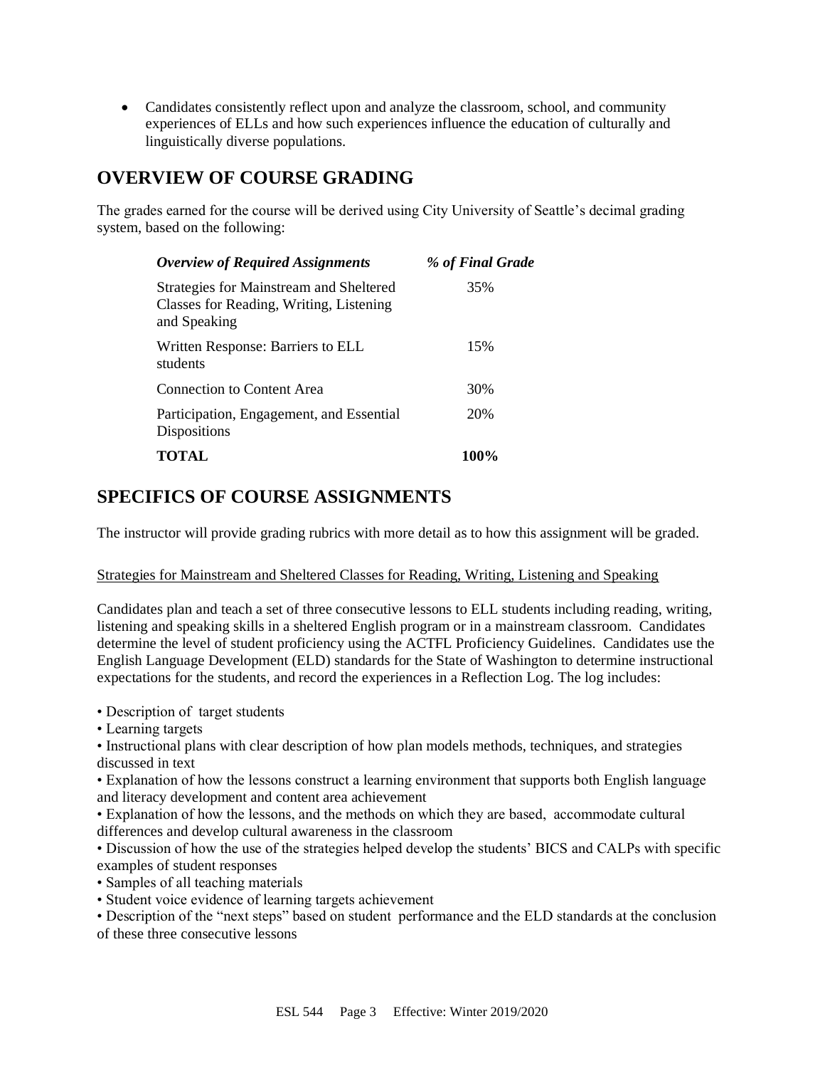- Candidates consistently reflect upon and analyze the classroom, school, and community experiences of ELLs and how such experiences influence the education of culturally and linguistically diverse populations.

## OVERVIEW OF COURSE GRADING

The grades earned for the course will be derived using City University of Seattle's decimal grading system, based on the following:

| *Overview of Required Assignments* | *% of Final Grade* |
|---|---|
| Strategies for Mainstream and Sheltered Classes for Reading, Writing, Listening and Speaking | 35% |
| Written Response: Barriers to ELL students | 15% |
| Connection to Content Area | 30% |
| Participation, Engagement, and Essential Dispositions | 20% |
| **TOTAL** | **100%** |

## SPECIFICS OF COURSE ASSIGNMENTS

The instructor will provide grading rubrics with more detail as to how this assignment will be graded.

Strategies for Mainstream and Sheltered Classes for Reading, Writing, Listening and Speaking

Candidates plan and teach a set of three consecutive lessons to ELL students including reading, writing, listening and speaking skills in a sheltered English program or in a mainstream classroom. Candidates determine the level of student proficiency using the ACTFL Proficiency Guidelines. Candidates use the English Language Development (ELD) standards for the State of Washington to determine instructional expectations for the students, and record the experiences in a Reflection Log. The log includes:

- Description of target students
- Learning targets
- Instructional plans with clear description of how plan models methods, techniques, and strategies discussed in text
- Explanation of how the lessons construct a learning environment that supports both English language and literacy development and content area achievement
- Explanation of how the lessons, and the methods on which they are based, accommodate cultural differences and develop cultural awareness in the classroom
- Discussion of how the use of the strategies helped develop the students' BICS and CALPs with specific examples of student responses
- Samples of all teaching materials
- Student voice evidence of learning targets achievement
- Description of the "next steps" based on student performance and the ELD standards at the conclusion of these three consecutive lessons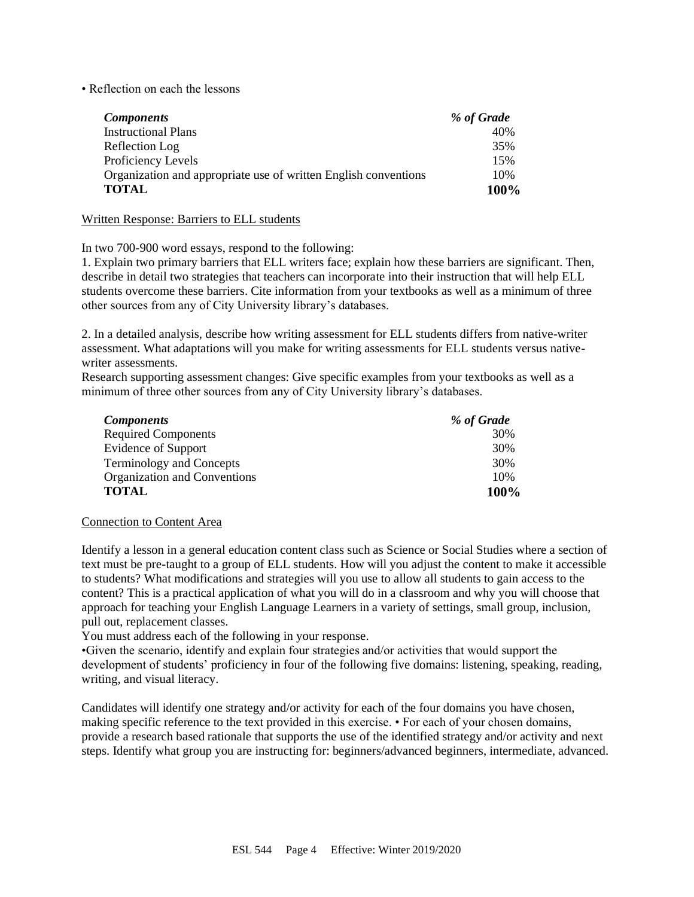- Reflection on each the lessons

| *Components* | *% of Grade* |
|---|---|
| Instructional Plans | 40% |
| Reflection Log | 35% |
| Proficiency Levels | 15% |
| Organization and appropriate use of written English conventions | 10% |
| **TOTAL** | **100%** |

<u>Written Response: Barriers to ELL students</u>

In two 700-900 word essays, respond to the following:

1. Explain two primary barriers that ELL writers face; explain how these barriers are significant. Then, describe in detail two strategies that teachers can incorporate into their instruction that will help ELL students overcome these barriers. Cite information from your textbooks as well as a minimum of three other sources from any of City University library's databases.

2. In a detailed analysis, describe how writing assessment for ELL students differs from native-writer assessment. What adaptations will you make for writing assessments for ELL students versus native-writer assessments.

Research supporting assessment changes: Give specific examples from your textbooks as well as a minimum of three other sources from any of City University library's databases.

| *Components* | *% of Grade* |
|---|---|
| Required Components | 30% |
| Evidence of Support | 30% |
| Terminology and Concepts | 30% |
| Organization and Conventions | 10% |
| **TOTAL** | **100%** |

<u>Connection to Content Area</u>

Identify a lesson in a general education content class such as Science or Social Studies where a section of text must be pre-taught to a group of ELL students. How will you adjust the content to make it accessible to students? What modifications and strategies will you use to allow all students to gain access to the content? This is a practical application of what you will do in a classroom and why you will choose that approach for teaching your English Language Learners in a variety of settings, small group, inclusion, pull out, replacement classes.

You must address each of the following in your response.

- Given the scenario, identify and explain four strategies and/or activities that would support the development of students' proficiency in four of the following five domains: listening, speaking, reading, writing, and visual literacy.

Candidates will identify one strategy and/or activity for each of the four domains you have chosen, making specific reference to the text provided in this exercise. • For each of your chosen domains, provide a research based rationale that supports the use of the identified strategy and/or activity and next steps. Identify what group you are instructing for: beginners/advanced beginners, intermediate, advanced.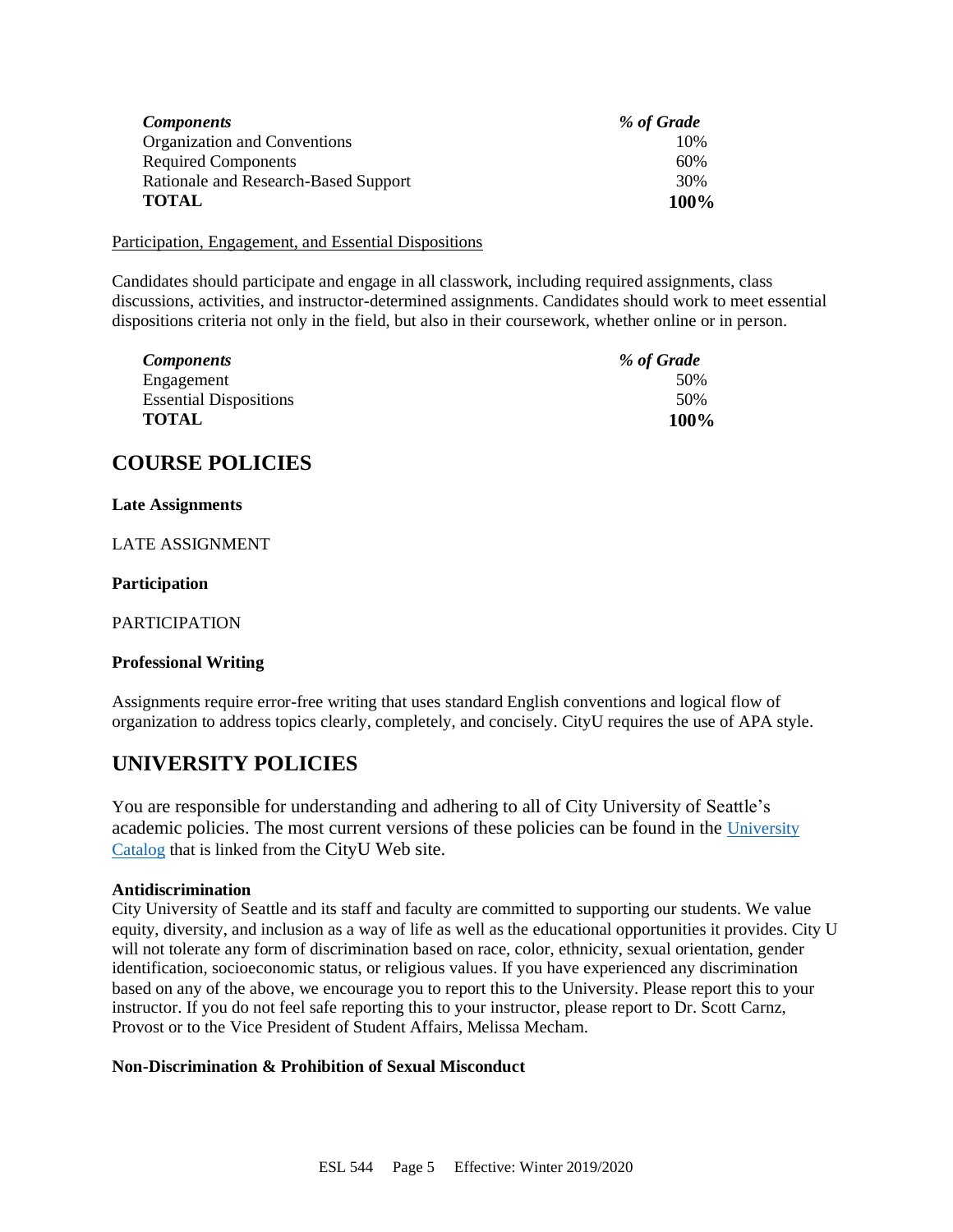| *Components* | *% of Grade* |
|---|---|
| Organization and Conventions | 10% |
| Required Components | 60% |
| Rationale and Research-Based Support | 30% |
| **TOTAL** | **100%** |

Participation, Engagement, and Essential Dispositions

Candidates should participate and engage in all classwork, including required assignments, class discussions, activities, and instructor-determined assignments. Candidates should work to meet essential dispositions criteria not only in the field, but also in their coursework, whether online or in person.

| *Components* | *% of Grade* |
|---|---|
| Engagement | 50% |
| Essential Dispositions | 50% |
| **TOTAL** | **100%** |

## COURSE POLICIES

**Late Assignments**

LATE ASSIGNMENT

**Participation**

PARTICIPATION

**Professional Writing**

Assignments require error-free writing that uses standard English conventions and logical flow of organization to address topics clearly, completely, and concisely. CityU requires the use of APA style.

## UNIVERSITY POLICIES

You are responsible for understanding and adhering to all of City University of Seattle's academic policies. The most current versions of these policies can be found in the University Catalog that is linked from the CityU Web site.

**Antidiscrimination**

City University of Seattle and its staff and faculty are committed to supporting our students. We value equity, diversity, and inclusion as a way of life as well as the educational opportunities it provides. City U will not tolerate any form of discrimination based on race, color, ethnicity, sexual orientation, gender identification, socioeconomic status, or religious values. If you have experienced any discrimination based on any of the above, we encourage you to report this to the University. Please report this to your instructor. If you do not feel safe reporting this to your instructor, please report to Dr. Scott Carnz, Provost or to the Vice President of Student Affairs, Melissa Mecham.

**Non-Discrimination & Prohibition of Sexual Misconduct**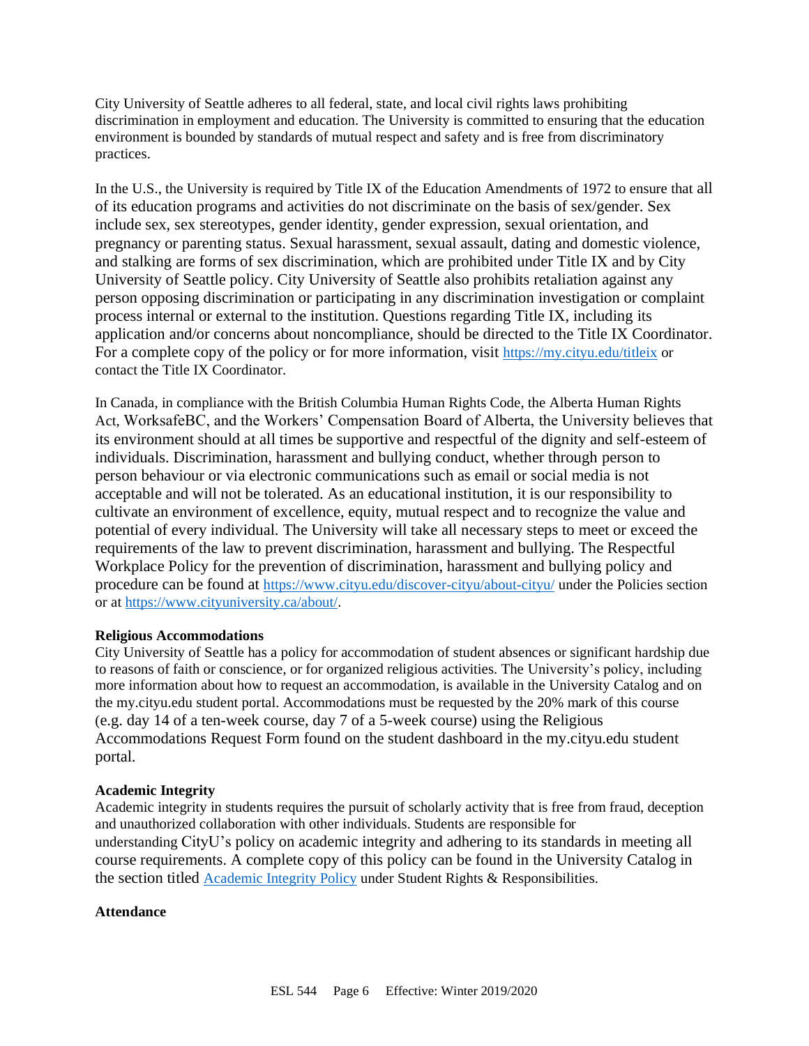City University of Seattle adheres to all federal, state, and local civil rights laws prohibiting discrimination in employment and education. The University is committed to ensuring that the education environment is bounded by standards of mutual respect and safety and is free from discriminatory practices.

In the U.S., the University is required by Title IX of the Education Amendments of 1972 to ensure that all of its education programs and activities do not discriminate on the basis of sex/gender. Sex include sex, sex stereotypes, gender identity, gender expression, sexual orientation, and pregnancy or parenting status. Sexual harassment, sexual assault, dating and domestic violence, and stalking are forms of sex discrimination, which are prohibited under Title IX and by City University of Seattle policy. City University of Seattle also prohibits retaliation against any person opposing discrimination or participating in any discrimination investigation or complaint process internal or external to the institution. Questions regarding Title IX, including its application and/or concerns about noncompliance, should be directed to the Title IX Coordinator. For a complete copy of the policy or for more information, visit https://my.cityu.edu/titleix or contact the Title IX Coordinator.

In Canada, in compliance with the British Columbia Human Rights Code, the Alberta Human Rights Act, WorksafeBC, and the Workers' Compensation Board of Alberta, the University believes that its environment should at all times be supportive and respectful of the dignity and self-esteem of individuals. Discrimination, harassment and bullying conduct, whether through person to person behaviour or via electronic communications such as email or social media is not acceptable and will not be tolerated. As an educational institution, it is our responsibility to cultivate an environment of excellence, equity, mutual respect and to recognize the value and potential of every individual. The University will take all necessary steps to meet or exceed the requirements of the law to prevent discrimination, harassment and bullying. The Respectful Workplace Policy for the prevention of discrimination, harassment and bullying policy and procedure can be found at https://www.cityu.edu/discover-cityu/about-cityu/ under the Policies section or at https://www.cityuniversity.ca/about/.

**Religious Accommodations**

City University of Seattle has a policy for accommodation of student absences or significant hardship due to reasons of faith or conscience, or for organized religious activities. The University's policy, including more information about how to request an accommodation, is available in the University Catalog and on the my.cityu.edu student portal. Accommodations must be requested by the 20% mark of this course (e.g. day 14 of a ten-week course, day 7 of a 5-week course) using the Religious Accommodations Request Form found on the student dashboard in the my.cityu.edu student portal.

**Academic Integrity**

Academic integrity in students requires the pursuit of scholarly activity that is free from fraud, deception and unauthorized collaboration with other individuals. Students are responsible for understanding CityU's policy on academic integrity and adhering to its standards in meeting all course requirements. A complete copy of this policy can be found in the University Catalog in the section titled Academic Integrity Policy under Student Rights & Responsibilities.

**Attendance**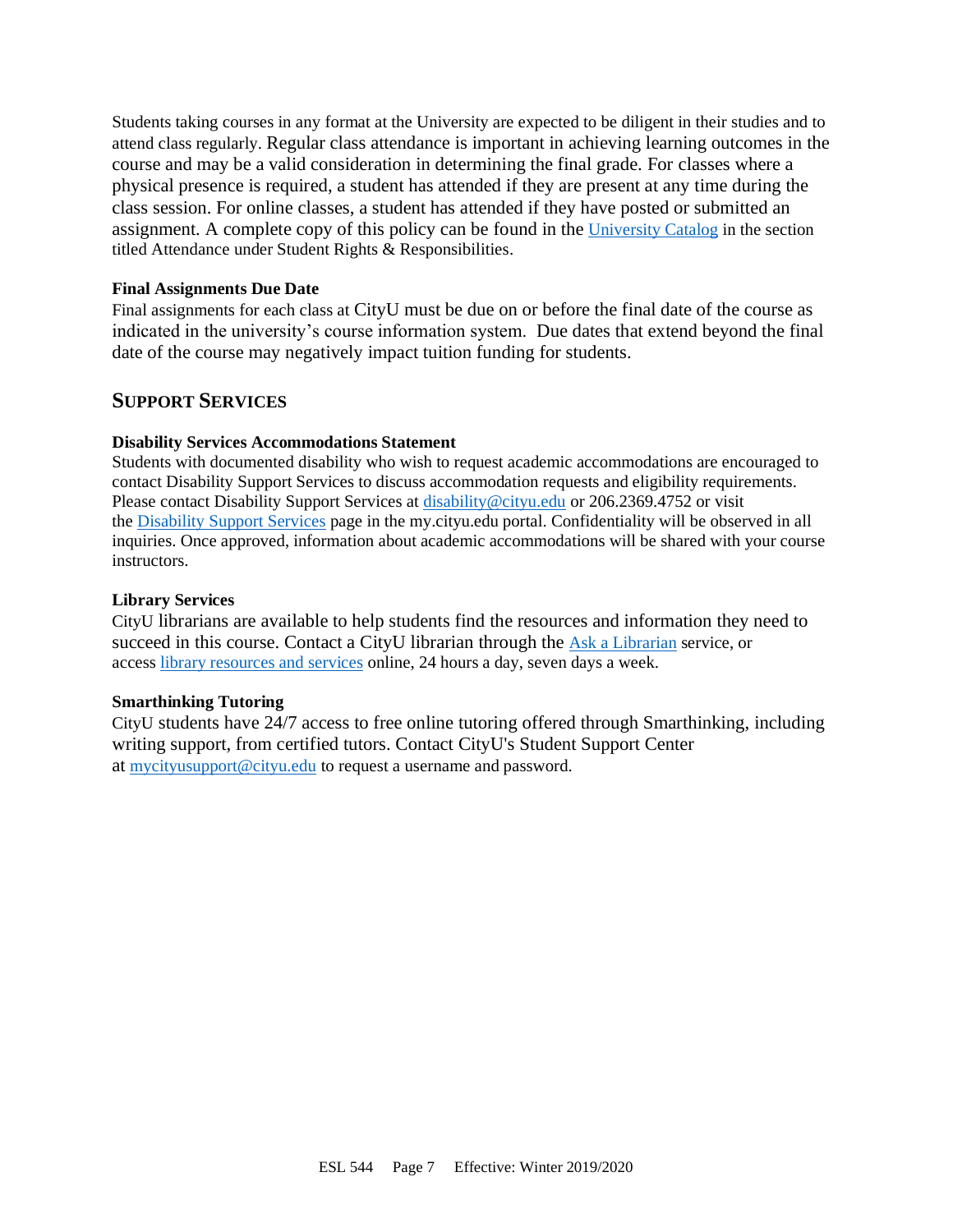Students taking courses in any format at the University are expected to be diligent in their studies and to attend class regularly. Regular class attendance is important in achieving learning outcomes in the course and may be a valid consideration in determining the final grade. For classes where a physical presence is required, a student has attended if they are present at any time during the class session. For online classes, a student has attended if they have posted or submitted an assignment. A complete copy of this policy can be found in the University Catalog in the section titled Attendance under Student Rights & Responsibilities.

**Final Assignments Due Date**

Final assignments for each class at CityU must be due on or before the final date of the course as indicated in the university's course information system. Due dates that extend beyond the final date of the course may negatively impact tuition funding for students.

## SUPPORT SERVICES

**Disability Services Accommodations Statement**

Students with documented disability who wish to request academic accommodations are encouraged to contact Disability Support Services to discuss accommodation requests and eligibility requirements. Please contact Disability Support Services at disability@cityu.edu or 206.2369.4752 or visit the Disability Support Services page in the my.cityu.edu portal. Confidentiality will be observed in all inquiries. Once approved, information about academic accommodations will be shared with your course instructors.

**Library Services**

CityU librarians are available to help students find the resources and information they need to succeed in this course. Contact a CityU librarian through the Ask a Librarian service, or access library resources and services online, 24 hours a day, seven days a week.

**Smarthinking Tutoring**

CityU students have 24/7 access to free online tutoring offered through Smarthinking, including writing support, from certified tutors. Contact CityU's Student Support Center at mycityusupport@cityu.edu to request a username and password.